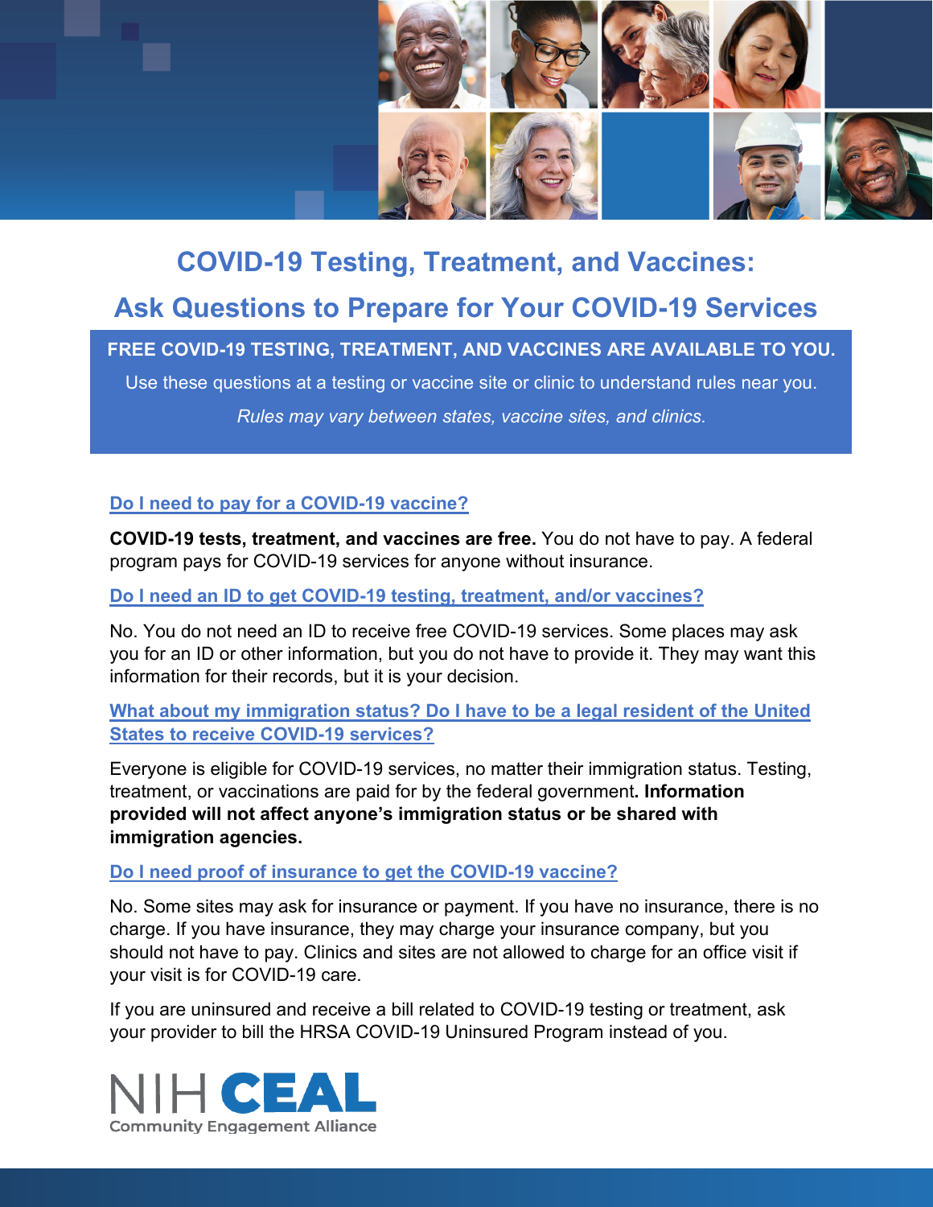# COVID-19 Testing, Treatment, and Vaccines:

# Ask Questions to Prepare for Your COVID-19 Services

**FREE COVID-19 TESTING, TREATMENT, AND VACCINES ARE AVAILABLE TO YOU.**

Use these questions at a testing or vaccine site or clinic to understand rules near you.

*Rules may vary between states, vaccine sites, and clinics.*

### Do I need to pay for a COVID-19 vaccine?

**COVID-19 tests, treatment, and vaccines are free.** You do not have to pay. A federal program pays for COVID-19 services for anyone without insurance.

### Do I need an ID to get COVID-19 testing, treatment, and/or vaccines?

No. You do not need an ID to receive free COVID-19 services. Some places may ask you for an ID or other information, but you do not have to provide it. They may want this information for their records, but it is your decision.

### What about my immigration status? Do I have to be a legal resident of the United States to receive COVID-19 services?

Everyone is eligible for COVID-19 services, no matter their immigration status. Testing, treatment, or vaccinations are paid for by the federal government**. Information provided will not affect anyone's immigration status or be shared with immigration agencies.**

### Do I need proof of insurance to get the COVID-19 vaccine?

No. Some sites may ask for insurance or payment. If you have no insurance, there is no charge. If you have insurance, they may charge your insurance company, but you should not have to pay. Clinics and sites are not allowed to charge for an office visit if your visit is for COVID-19 care.

If you are uninsured and receive a bill related to COVID-19 testing or treatment, ask your provider to bill the HRSA COVID-19 Uninsured Program instead of you.

NIH CEAL
Community Engagement Alliance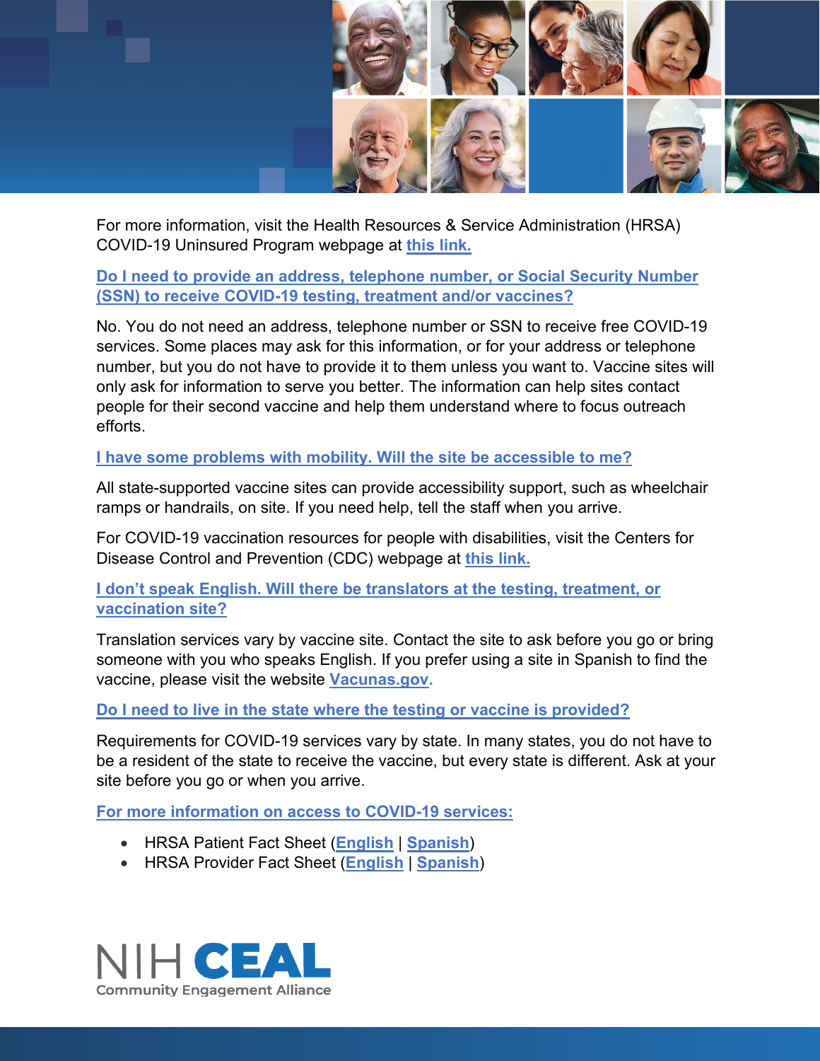For more information, visit the Health Resources & Service Administration (HRSA) COVID-19 Uninsured Program webpage at **this link.**

### Do I need to provide an address, telephone number, or Social Security Number (SSN) to receive COVID-19 testing, treatment and/or vaccines?

No. You do not need an address, telephone number or SSN to receive free COVID-19 services. Some places may ask for this information, or for your address or telephone number, but you do not have to provide it to them unless you want to. Vaccine sites will only ask for information to serve you better. The information can help sites contact people for their second vaccine and help them understand where to focus outreach efforts.

### I have some problems with mobility. Will the site be accessible to me?

All state-supported vaccine sites can provide accessibility support, such as wheelchair ramps or handrails, on site. If you need help, tell the staff when you arrive.

For COVID-19 vaccination resources for people with disabilities, visit the Centers for Disease Control and Prevention (CDC) webpage at **this link.**

### I don't speak English. Will there be translators at the testing, treatment, or vaccination site?

Translation services vary by vaccine site. Contact the site to ask before you go or bring someone with you who speaks English. If you prefer using a site in Spanish to find the vaccine, please visit the website **Vacunas.gov**.

### Do I need to live in the state where the testing or vaccine is provided?

Requirements for COVID-19 services vary by state. In many states, you do not have to be a resident of the state to receive the vaccine, but every state is different. Ask at your site before you go or when you arrive.

### For more information on access to COVID-19 services:

- HRSA Patient Fact Sheet (**English** | **Spanish**)
- HRSA Provider Fact Sheet (**English** | **Spanish**)

NIH CEAL
Community Engagement Alliance